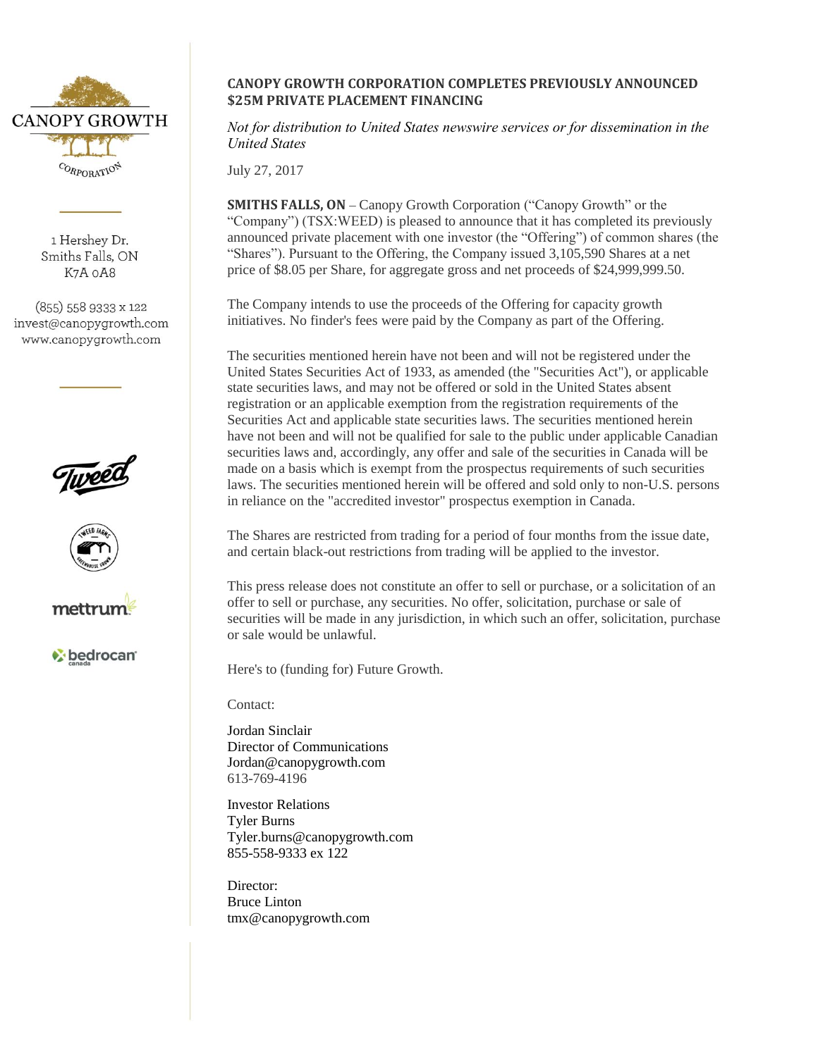CANOPY GROWTH

CORPORATION

1 Hershey Dr.
Smiths Falls, ON
K7A 0A8

(855) 558 9333 x 122
invest@canopygrowth.com
www.canopygrowth.com

# CANOPY GROWTH CORPORATION COMPLETES PREVIOUSLY ANNOUNCED $25M PRIVATE PLACEMENT FINANCING

*Not for distribution to United States newswire services or for dissemination in the United States*

July 27, 2017

**SMITHS FALLS, ON** – Canopy Growth Corporation ("Canopy Growth" or the "Company") (TSX:WEED) is pleased to announce that it has completed its previously announced private placement with one investor (the "Offering") of common shares (the "Shares"). Pursuant to the Offering, the Company issued 3,105,590 Shares at a net price of $8.05 per Share, for aggregate gross and net proceeds of $24,999,999.50.

The Company intends to use the proceeds of the Offering for capacity growth initiatives. No finder's fees were paid by the Company as part of the Offering.

The securities mentioned herein have not been and will not be registered under the United States Securities Act of 1933, as amended (the "Securities Act"), or applicable state securities laws, and may not be offered or sold in the United States absent registration or an applicable exemption from the registration requirements of the Securities Act and applicable state securities laws. The securities mentioned herein have not been and will not be qualified for sale to the public under applicable Canadian securities laws and, accordingly, any offer and sale of the securities in Canada will be made on a basis which is exempt from the prospectus requirements of such securities laws. The securities mentioned herein will be offered and sold only to non-U.S. persons in reliance on the "accredited investor" prospectus exemption in Canada.

The Shares are restricted from trading for a period of four months from the issue date, and certain black-out restrictions from trading will be applied to the investor.

This press release does not constitute an offer to sell or purchase, or a solicitation of an offer to sell or purchase, any securities. No offer, solicitation, purchase or sale of securities will be made in any jurisdiction, in which such an offer, solicitation, purchase or sale would be unlawful.

Here's to (funding for) Future Growth.

Contact:

Jordan Sinclair
Director of Communications
Jordan@canopygrowth.com
613-769-4196

Investor Relations
Tyler Burns
Tyler.burns@canopygrowth.com
855-558-9333 ex 122

Director:
Bruce Linton
tmx@canopygrowth.com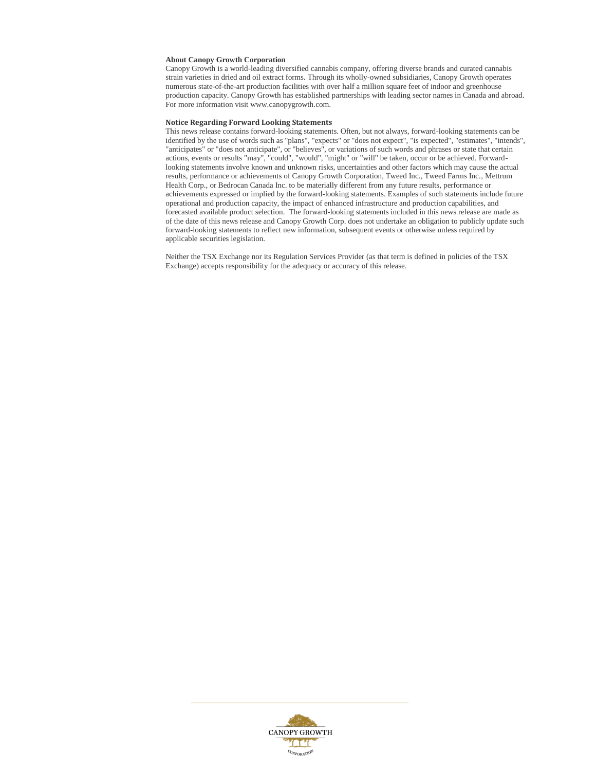**About Canopy Growth Corporation**

Canopy Growth is a world-leading diversified cannabis company, offering diverse brands and curated cannabis strain varieties in dried and oil extract forms. Through its wholly-owned subsidiaries, Canopy Growth operates numerous state-of-the-art production facilities with over half a million square feet of indoor and greenhouse production capacity. Canopy Growth has established partnerships with leading sector names in Canada and abroad. For more information visit www.canopygrowth.com.

**Notice Regarding Forward Looking Statements**

This news release contains forward-looking statements. Often, but not always, forward-looking statements can be identified by the use of words such as "plans", "expects" or "does not expect", "is expected", "estimates", "intends", "anticipates" or "does not anticipate", or "believes", or variations of such words and phrases or state that certain actions, events or results "may", "could", "would", "might" or "will" be taken, occur or be achieved. Forward-looking statements involve known and unknown risks, uncertainties and other factors which may cause the actual results, performance or achievements of Canopy Growth Corporation, Tweed Inc., Tweed Farms Inc., Mettrum Health Corp., or Bedrocan Canada Inc. to be materially different from any future results, performance or achievements expressed or implied by the forward-looking statements. Examples of such statements include future operational and production capacity, the impact of enhanced infrastructure and production capabilities, and forecasted available product selection. The forward-looking statements included in this news release are made as of the date of this news release and Canopy Growth Corp. does not undertake an obligation to publicly update such forward-looking statements to reflect new information, subsequent events or otherwise unless required by applicable securities legislation.

Neither the TSX Exchange nor its Regulation Services Provider (as that term is defined in policies of the TSX Exchange) accepts responsibility for the adequacy or accuracy of this release.